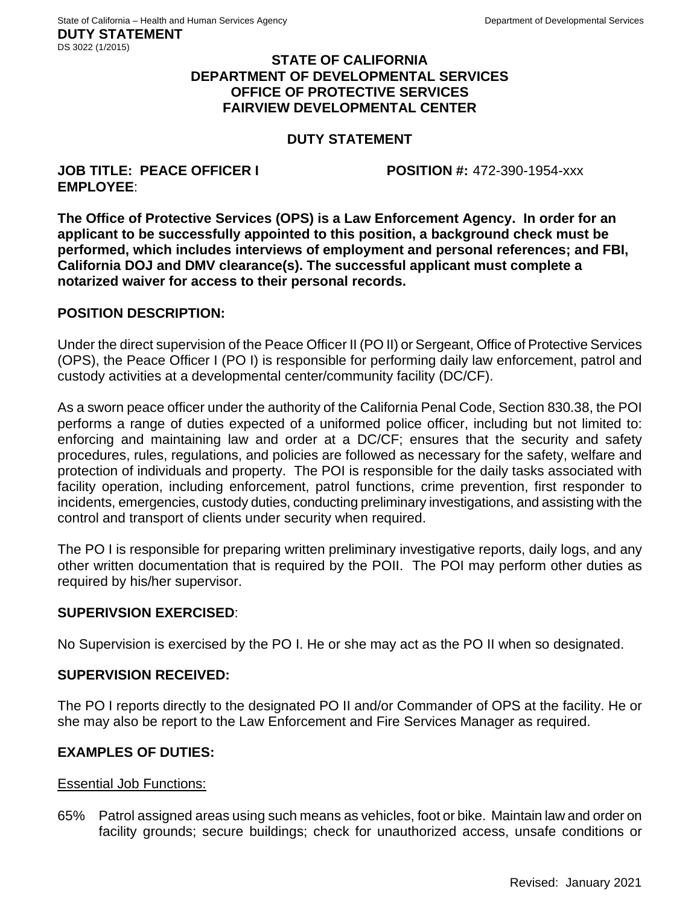STATE OF CALIFORNIA – Health and Human Services Agency | Department of Developmental Services

**DUTY STATEMENT**
DS 3022 (1/2015)

# STATE OF CALIFORNIA
# DEPARTMENT OF DEVELOPMENTAL SERVICES
# OFFICE OF PROTECTIVE SERVICES
# FAIRVIEW DEVELOPMENTAL CENTER

## DUTY STATEMENT

**JOB TITLE: PEACE OFFICER I** **POSITION #:** 472-390-1954-xxx

**EMPLOYEE**:

**The Office of Protective Services (OPS) is a Law Enforcement Agency. In order for an applicant to be successfully appointed to this position, a background check must be performed, which includes interviews of employment and personal references; and FBI, California DOJ and DMV clearance(s). The successful applicant must complete a notarized waiver for access to their personal records.**

### POSITION DESCRIPTION:

Under the direct supervision of the Peace Officer II (PO II) or Sergeant, Office of Protective Services (OPS), the Peace Officer I (PO I) is responsible for performing daily law enforcement, patrol and custody activities at a developmental center/community facility (DC/CF).

As a sworn peace officer under the authority of the California Penal Code, Section 830.38, the POI performs a range of duties expected of a uniformed police officer, including but not limited to: enforcing and maintaining law and order at a DC/CF; ensures that the security and safety procedures, rules, regulations, and policies are followed as necessary for the safety, welfare and protection of individuals and property. The POI is responsible for the daily tasks associated with facility operation, including enforcement, patrol functions, crime prevention, first responder to incidents, emergencies, custody duties, conducting preliminary investigations, and assisting with the control and transport of clients under security when required.

The PO I is responsible for preparing written preliminary investigative reports, daily logs, and any other written documentation that is required by the POII. The POI may perform other duties as required by his/her supervisor.

### SUPERIVSION EXERCISED:

No Supervision is exercised by the PO I. He or she may act as the PO II when so designated.

### SUPERVISION RECEIVED:

The PO I reports directly to the designated PO II and/or Commander of OPS at the facility. He or she may also be report to the Law Enforcement and Fire Services Manager as required.

### EXAMPLES OF DUTIES:

Essential Job Functions:

65% Patrol assigned areas using such means as vehicles, foot or bike. Maintain law and order on facility grounds; secure buildings; check for unauthorized access, unsafe conditions or

Revised: January 2021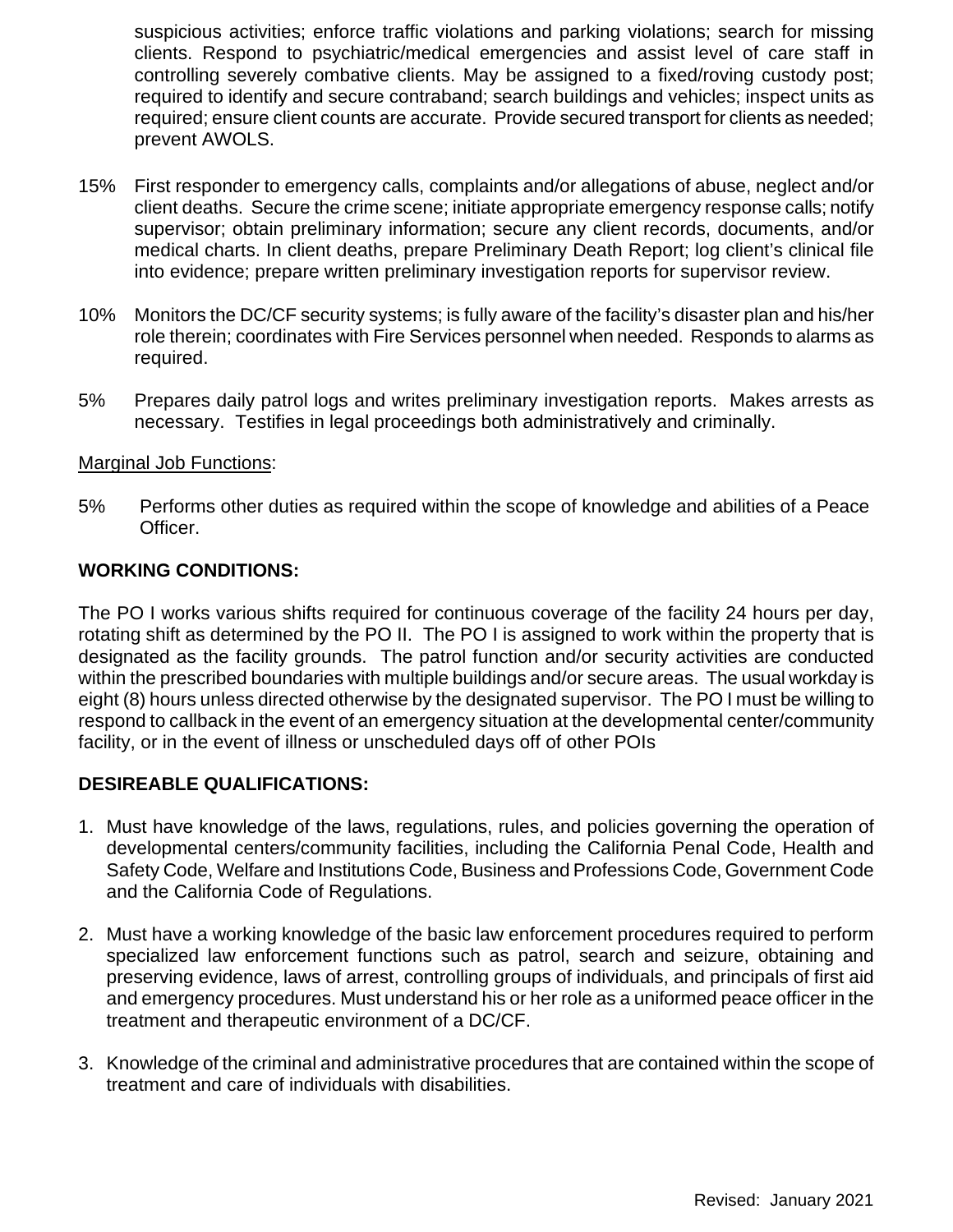suspicious activities; enforce traffic violations and parking violations; search for missing clients. Respond to psychiatric/medical emergencies and assist level of care staff in controlling severely combative clients. May be assigned to a fixed/roving custody post; required to identify and secure contraband; search buildings and vehicles; inspect units as required; ensure client counts are accurate. Provide secured transport for clients as needed; prevent AWOLS.

15% First responder to emergency calls, complaints and/or allegations of abuse, neglect and/or client deaths. Secure the crime scene; initiate appropriate emergency response calls; notify supervisor; obtain preliminary information; secure any client records, documents, and/or medical charts. In client deaths, prepare Preliminary Death Report; log client's clinical file into evidence; prepare written preliminary investigation reports for supervisor review.

10% Monitors the DC/CF security systems; is fully aware of the facility's disaster plan and his/her role therein; coordinates with Fire Services personnel when needed. Responds to alarms as required.

5% Prepares daily patrol logs and writes preliminary investigation reports. Makes arrests as necessary. Testifies in legal proceedings both administratively and criminally.

Marginal Job Functions:

5% Performs other duties as required within the scope of knowledge and abilities of a Peace Officer.

**WORKING CONDITIONS:**

The PO I works various shifts required for continuous coverage of the facility 24 hours per day, rotating shift as determined by the PO II. The PO I is assigned to work within the property that is designated as the facility grounds. The patrol function and/or security activities are conducted within the prescribed boundaries with multiple buildings and/or secure areas. The usual workday is eight (8) hours unless directed otherwise by the designated supervisor. The PO I must be willing to respond to callback in the event of an emergency situation at the developmental center/community facility, or in the event of illness or unscheduled days off of other POIs

**DESIREABLE QUALIFICATIONS:**

1. Must have knowledge of the laws, regulations, rules, and policies governing the operation of developmental centers/community facilities, including the California Penal Code, Health and Safety Code, Welfare and Institutions Code, Business and Professions Code, Government Code and the California Code of Regulations.
2. Must have a working knowledge of the basic law enforcement procedures required to perform specialized law enforcement functions such as patrol, search and seizure, obtaining and preserving evidence, laws of arrest, controlling groups of individuals, and principals of first aid and emergency procedures. Must understand his or her role as a uniformed peace officer in the treatment and therapeutic environment of a DC/CF.
3. Knowledge of the criminal and administrative procedures that are contained within the scope of treatment and care of individuals with disabilities.

Revised: January 2021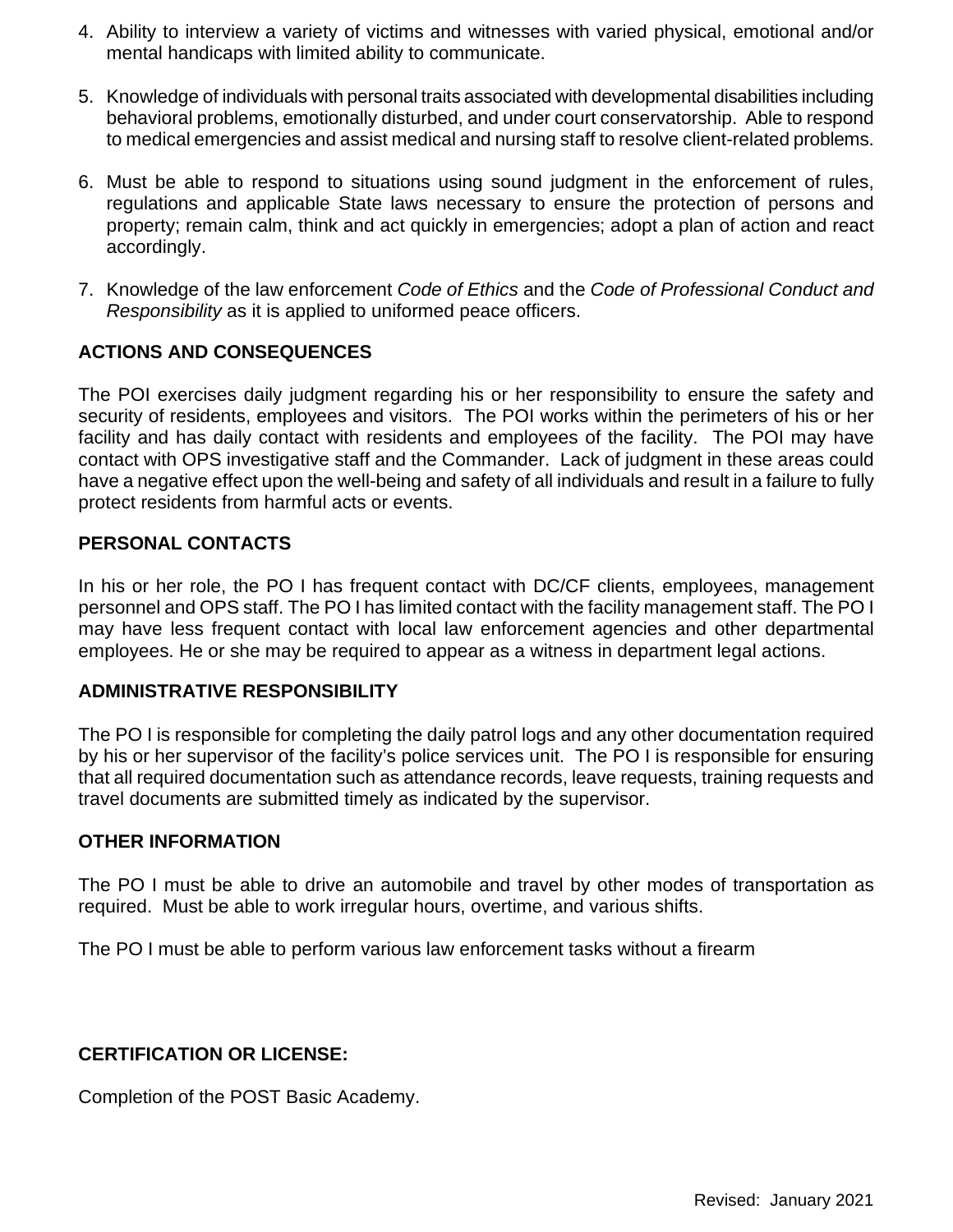4. Ability to interview a variety of victims and witnesses with varied physical, emotional and/or mental handicaps with limited ability to communicate.

5. Knowledge of individuals with personal traits associated with developmental disabilities including behavioral problems, emotionally disturbed, and under court conservatorship. Able to respond to medical emergencies and assist medical and nursing staff to resolve client-related problems.

6. Must be able to respond to situations using sound judgment in the enforcement of rules, regulations and applicable State laws necessary to ensure the protection of persons and property; remain calm, think and act quickly in emergencies; adopt a plan of action and react accordingly.

7. Knowledge of the law enforcement *Code of Ethics* and the *Code of Professional Conduct and Responsibility* as it is applied to uniformed peace officers.

**ACTIONS AND CONSEQUENCES**

The POI exercises daily judgment regarding his or her responsibility to ensure the safety and security of residents, employees and visitors. The POI works within the perimeters of his or her facility and has daily contact with residents and employees of the facility. The POI may have contact with OPS investigative staff and the Commander. Lack of judgment in these areas could have a negative effect upon the well-being and safety of all individuals and result in a failure to fully protect residents from harmful acts or events.

**PERSONAL CONTACTS**

In his or her role, the PO I has frequent contact with DC/CF clients, employees, management personnel and OPS staff. The PO I has limited contact with the facility management staff. The PO I may have less frequent contact with local law enforcement agencies and other departmental employees. He or she may be required to appear as a witness in department legal actions.

**ADMINISTRATIVE RESPONSIBILITY**

The PO I is responsible for completing the daily patrol logs and any other documentation required by his or her supervisor of the facility's police services unit. The PO I is responsible for ensuring that all required documentation such as attendance records, leave requests, training requests and travel documents are submitted timely as indicated by the supervisor.

**OTHER INFORMATION**

The PO I must be able to drive an automobile and travel by other modes of transportation as required. Must be able to work irregular hours, overtime, and various shifts.

The PO I must be able to perform various law enforcement tasks without a firearm

**CERTIFICATION OR LICENSE:**

Completion of the POST Basic Academy.

Revised: January 2021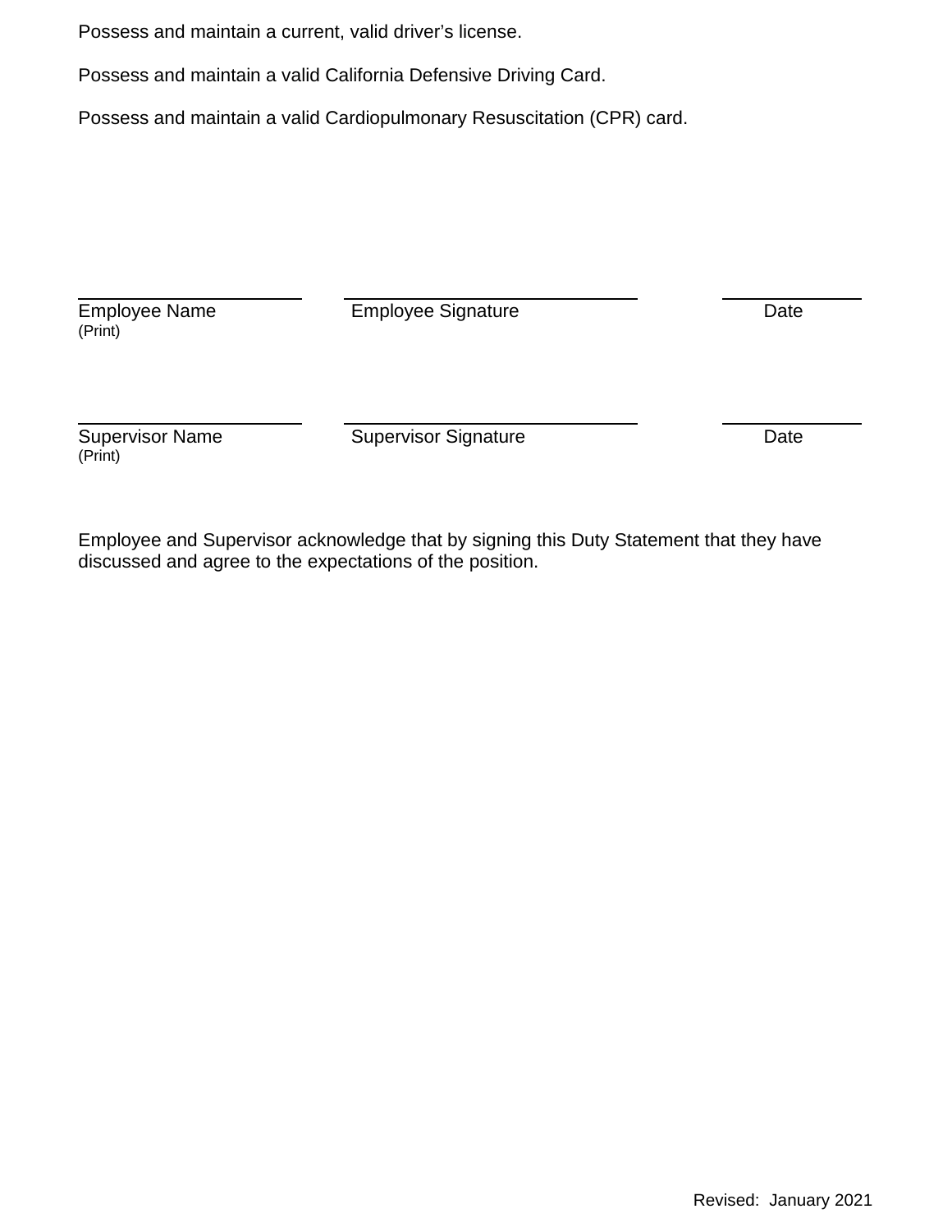Possess and maintain a current, valid driver's license.

Possess and maintain a valid California Defensive Driving Card.

Possess and maintain a valid Cardiopulmonary Resuscitation (CPR) card.

| | | |
|---|---|---|
| ____________________ | ____________________ | ____________ |
| Employee Name<br>(Print) | Employee Signature | Date |
| ____________________ | ____________________ | ____________ |
| Supervisor Name<br>(Print) | Supervisor Signature | Date |

Employee and Supervisor acknowledge that by signing this Duty Statement that they have discussed and agree to the expectations of the position.

Revised: January 2021